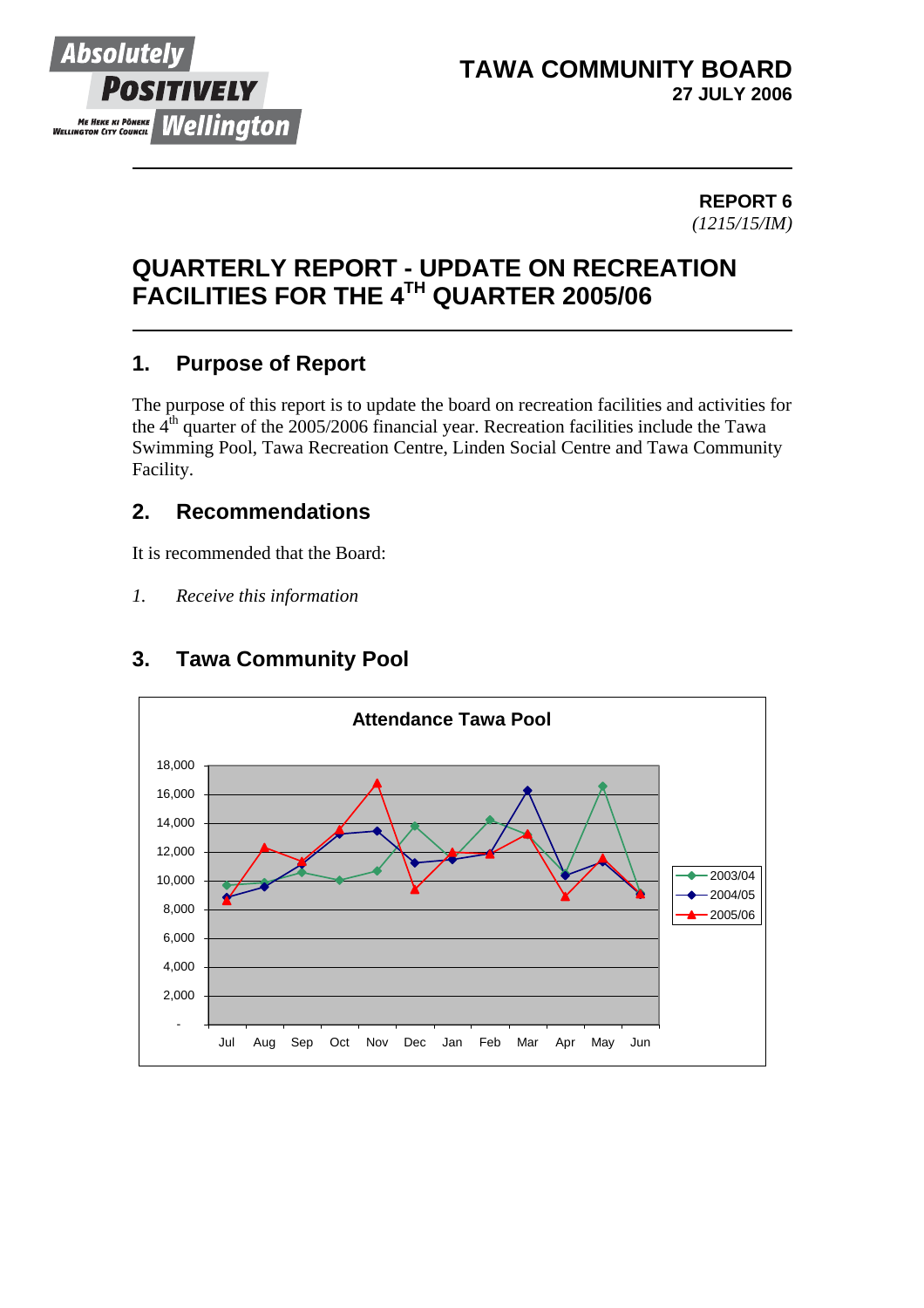**TAWA COMMUNITY BOARD**
**27 JULY 2006**

**REPORT 6**
*(1215/15/IM)*

# QUARTERLY REPORT - UPDATE ON RECREATION FACILITIES FOR THE 4TH QUARTER 2005/06

## 1. Purpose of Report

The purpose of this report is to update the board on recreation facilities and activities for the 4th quarter of the 2005/2006 financial year. Recreation facilities include the Tawa Swimming Pool, Tawa Recreation Centre, Linden Social Centre and Tawa Community Facility.

## 2. Recommendations

It is recommended that the Board:

1. *Receive this information*

## 3. Tawa Community Pool

**Attendance Tawa Pool**

Legend: 2003/04, 2004/05, 2005/06

Y-axis: -, 2,000, 4,000, 6,000, 8,000, 10,000, 12,000, 14,000, 16,000, 18,000

X-axis: Jul, Aug, Sep, Oct, Nov, Dec, Jan, Feb, Mar, Apr, May, Jun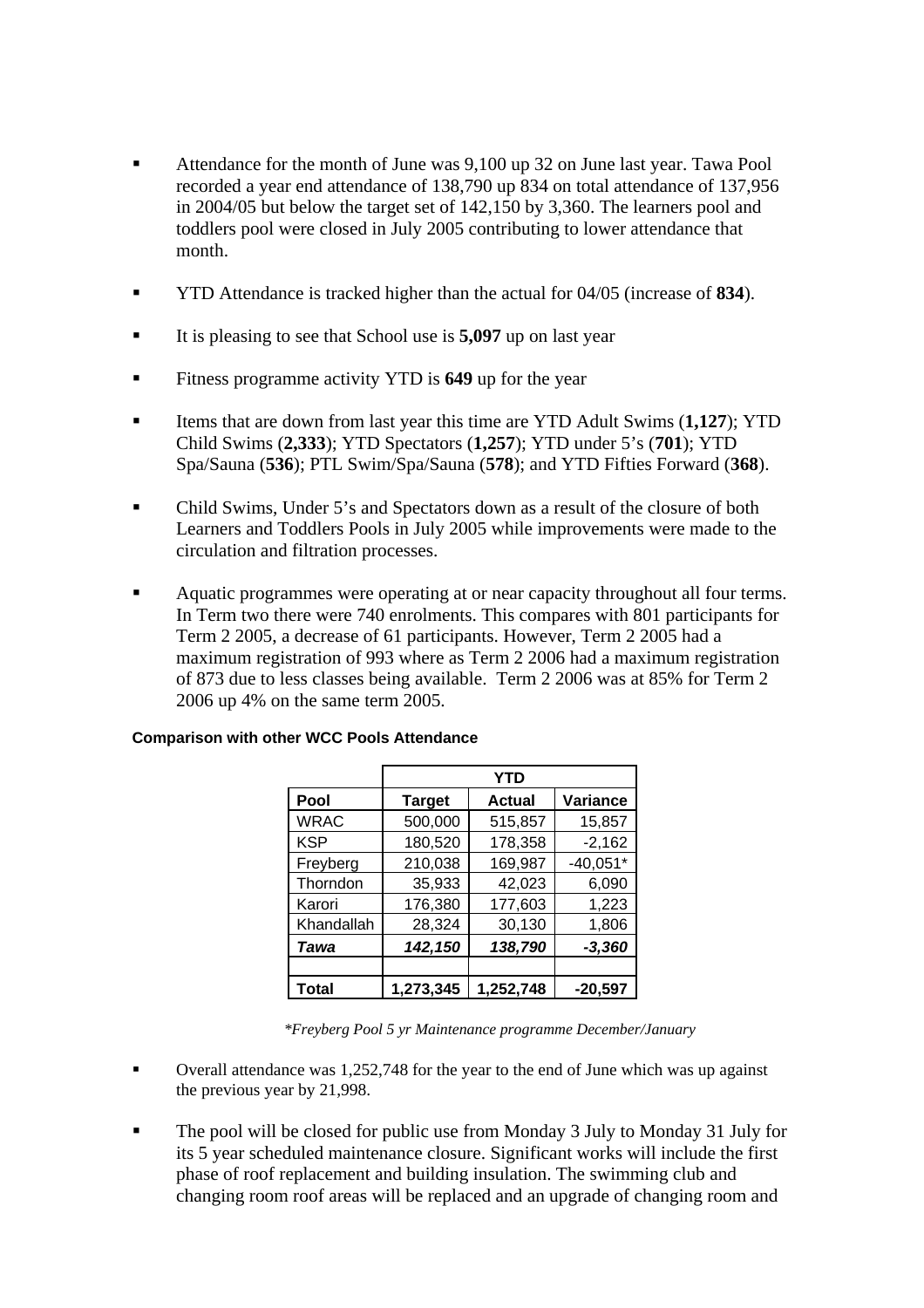- Attendance for the month of June was 9,100 up 32 on June last year. Tawa Pool recorded a year end attendance of 138,790 up 834 on total attendance of 137,956 in 2004/05 but below the target set of 142,150 by 3,360. The learners pool and toddlers pool were closed in July 2005 contributing to lower attendance that month.

- YTD Attendance is tracked higher than the actual for 04/05 (increase of **834**).

- It is pleasing to see that School use is **5,097** up on last year

- Fitness programme activity YTD is **649** up for the year

- Items that are down from last year this time are YTD Adult Swims (**1,127**); YTD Child Swims (**2,333**); YTD Spectators (**1,257**); YTD under 5's (**701**); YTD Spa/Sauna (**536**); PTL Swim/Spa/Sauna (**578**); and YTD Fifties Forward (**368**).

- Child Swims, Under 5's and Spectators down as a result of the closure of both Learners and Toddlers Pools in July 2005 while improvements were made to the circulation and filtration processes.

- Aquatic programmes were operating at or near capacity throughout all four terms. In Term two there were 740 enrolments. This compares with 801 participants for Term 2 2005, a decrease of 61 participants. However, Term 2 2005 had a maximum registration of 993 where as Term 2 2006 had a maximum registration of 873 due to less classes being available. Term 2 2006 was at 85% for Term 2 2006 up 4% on the same term 2005.

**Comparison with other WCC Pools Attendance**

| | YTD | | |
|---|---|---|---|
| **Pool** | **Target** | **Actual** | **Variance** |
| WRAC | 500,000 | 515,857 | 15,857 |
| KSP | 180,520 | 178,358 | -2,162 |
| Freyberg | 210,038 | 169,987 | -40,051* |
| Thorndon | 35,933 | 42,023 | 6,090 |
| Karori | 176,380 | 177,603 | 1,223 |
| Khandallah | 28,324 | 30,130 | 1,806 |
| ***Tawa*** | ***142,150*** | ***138,790*** | ***-3,360*** |
| | | | |
| **Total** | **1,273,345** | **1,252,748** | **-20,597** |

*\*Freyberg Pool 5 yr Maintenance programme December/January*

- Overall attendance was 1,252,748 for the year to the end of June which was up against the previous year by 21,998.

- The pool will be closed for public use from Monday 3 July to Monday 31 July for its 5 year scheduled maintenance closure. Significant works will include the first phase of roof replacement and building insulation. The swimming club and changing room roof areas will be replaced and an upgrade of changing room and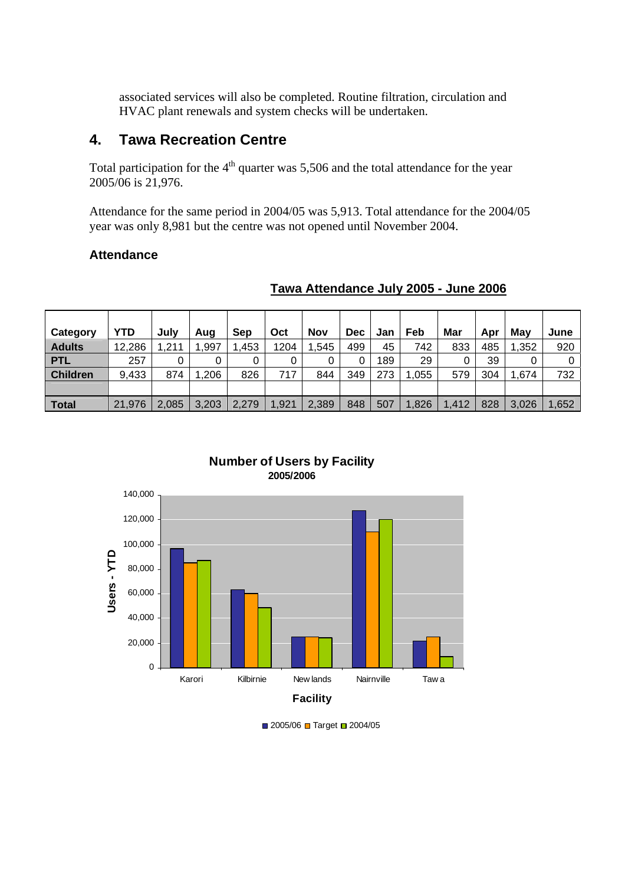associated services will also be completed. Routine filtration, circulation and HVAC plant renewals and system checks will be undertaken.

## 4. Tawa Recreation Centre

Total participation for the 4th quarter was 5,506 and the total attendance for the year 2005/06 is 21,976.

Attendance for the same period in 2004/05 was 5,913. Total attendance for the 2004/05 year was only 8,981 but the centre was not opened until November 2004.

### Attendance

**Tawa Attendance July 2005 - June 2006**

| Category | YTD | July | Aug | Sep | Oct | Nov | Dec | Jan | Feb | Mar | Apr | May | June |
|---|---|---|---|---|---|---|---|---|---|---|---|---|---|
| **Adults** | 12,286 | 1,211 | 1,997 | 1,453 | 1204 | 1,545 | 499 | 45 | 742 | 833 | 485 | 1,352 | 920 |
| **PTL** | 257 | 0 | 0 | 0 | 0 | 0 | 0 | 189 | 29 | 0 | 39 | 0 | 0 |
| **Children** | 9,433 | 874 | 1,206 | 826 | 717 | 844 | 349 | 273 | 1,055 | 579 | 304 | 1,674 | 732 |
| | | | | | | | | | | | | | |
| **Total** | 21,976 | 2,085 | 3,203 | 2,279 | 1,921 | 2,389 | 848 | 507 | 1,826 | 1,412 | 828 | 3,026 | 1,652 |

**Number of Users by Facility**
**2005/2006**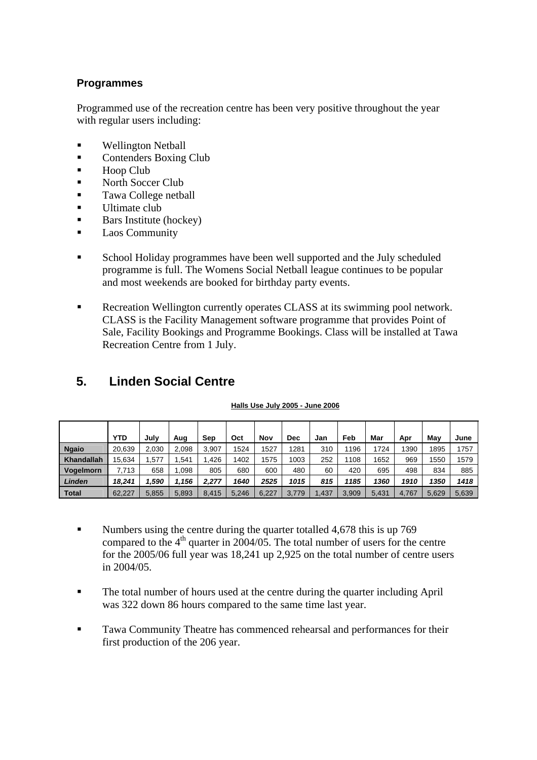### Programmes

Programmed use of the recreation centre has been very positive throughout the year with regular users including:

- Wellington Netball
- Contenders Boxing Club
- Hoop Club
- North Soccer Club
- Tawa College netball
- Ultimate club
- Bars Institute (hockey)
- Laos Community

- School Holiday programmes have been well supported and the July scheduled programme is full. The Womens Social Netball league continues to be popular and most weekends are booked for birthday party events.

- Recreation Wellington currently operates CLASS at its swimming pool network. CLASS is the Facility Management software programme that provides Point of Sale, Facility Bookings and Programme Bookings. Class will be installed at Tawa Recreation Centre from 1 July.

## 5. Linden Social Centre

**Halls Use July 2005 - June 2006**

| | YTD | July | Aug | Sep | Oct | Nov | Dec | Jan | Feb | Mar | Apr | May | June |
|---|---|---|---|---|---|---|---|---|---|---|---|---|---|
| **Ngaio** | 20,639 | 2,030 | 2,098 | 3,907 | 1524 | 1527 | 1281 | 310 | 1196 | 1724 | 1390 | 1895 | 1757 |
| **Khandallah** | 15,634 | 1,577 | 1,541 | 1,426 | 1402 | 1575 | 1003 | 252 | 1108 | 1652 | 969 | 1550 | 1579 |
| **Vogelmorn** | 7,713 | 658 | 1,098 | 805 | 680 | 600 | 480 | 60 | 420 | 695 | 498 | 834 | 885 |
| ***Linden*** | ***18,241*** | ***1,590*** | ***1,156*** | ***2,277*** | ***1640*** | ***2525*** | ***1015*** | ***815*** | ***1185*** | ***1360*** | ***1910*** | ***1350*** | ***1418*** |
| **Total** | 62,227 | 5,855 | 5,893 | 8,415 | 5,246 | 6,227 | 3,779 | 1,437 | 3,909 | 5,431 | 4,767 | 5,629 | 5,639 |

- Numbers using the centre during the quarter totalled 4,678 this is up 769 compared to the 4th quarter in 2004/05. The total number of users for the centre for the 2005/06 full year was 18,241 up 2,925 on the total number of centre users in 2004/05.

- The total number of hours used at the centre during the quarter including April was 322 down 86 hours compared to the same time last year.

- Tawa Community Theatre has commenced rehearsal and performances for their first production of the 206 year.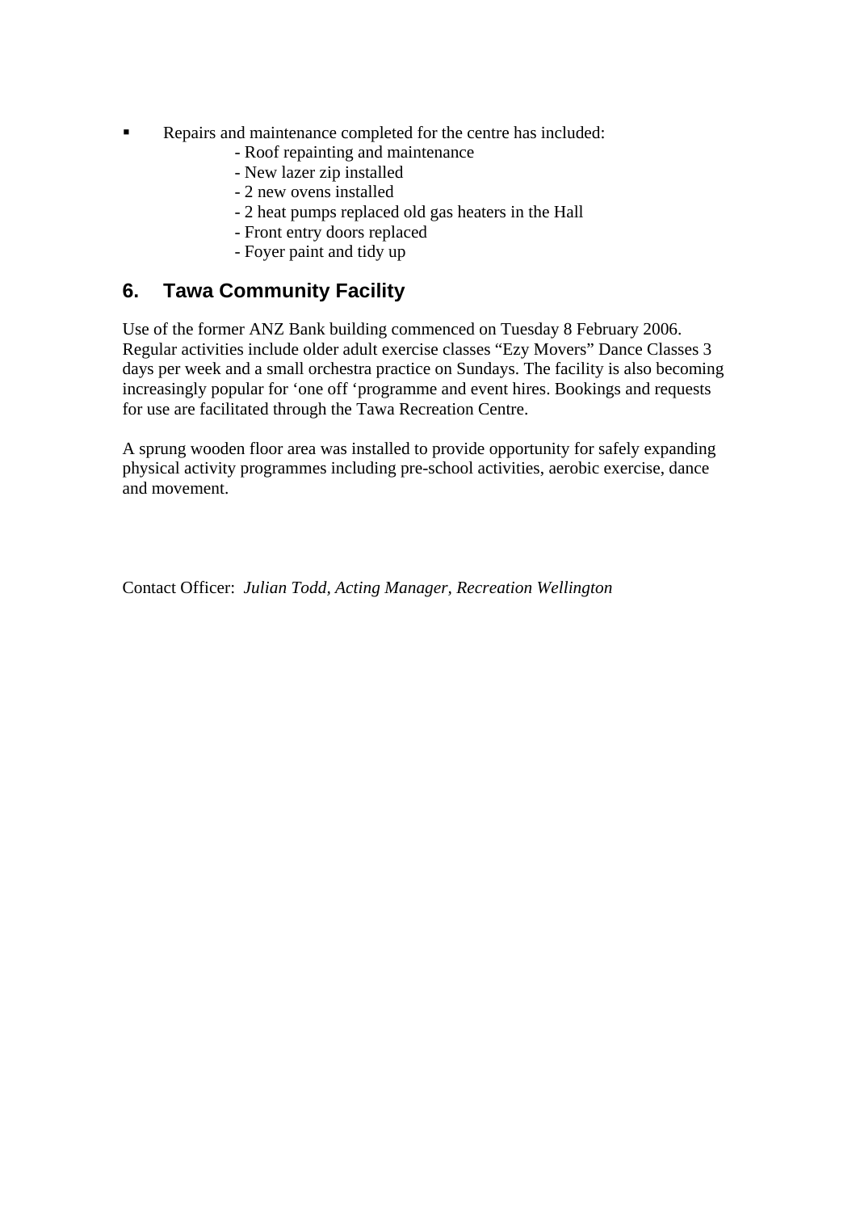- Repairs and maintenance completed for the centre has included:
    - Roof repainting and maintenance
    - New lazer zip installed
    - 2 new ovens installed
    - 2 heat pumps replaced old gas heaters in the Hall
    - Front entry doors replaced
    - Foyer paint and tidy up

## 6. Tawa Community Facility

Use of the former ANZ Bank building commenced on Tuesday 8 February 2006. Regular activities include older adult exercise classes "Ezy Movers" Dance Classes 3 days per week and a small orchestra practice on Sundays. The facility is also becoming increasingly popular for 'one off 'programme and event hires. Bookings and requests for use are facilitated through the Tawa Recreation Centre.

A sprung wooden floor area was installed to provide opportunity for safely expanding physical activity programmes including pre-school activities, aerobic exercise, dance and movement.

Contact Officer: *Julian Todd, Acting Manager, Recreation Wellington*